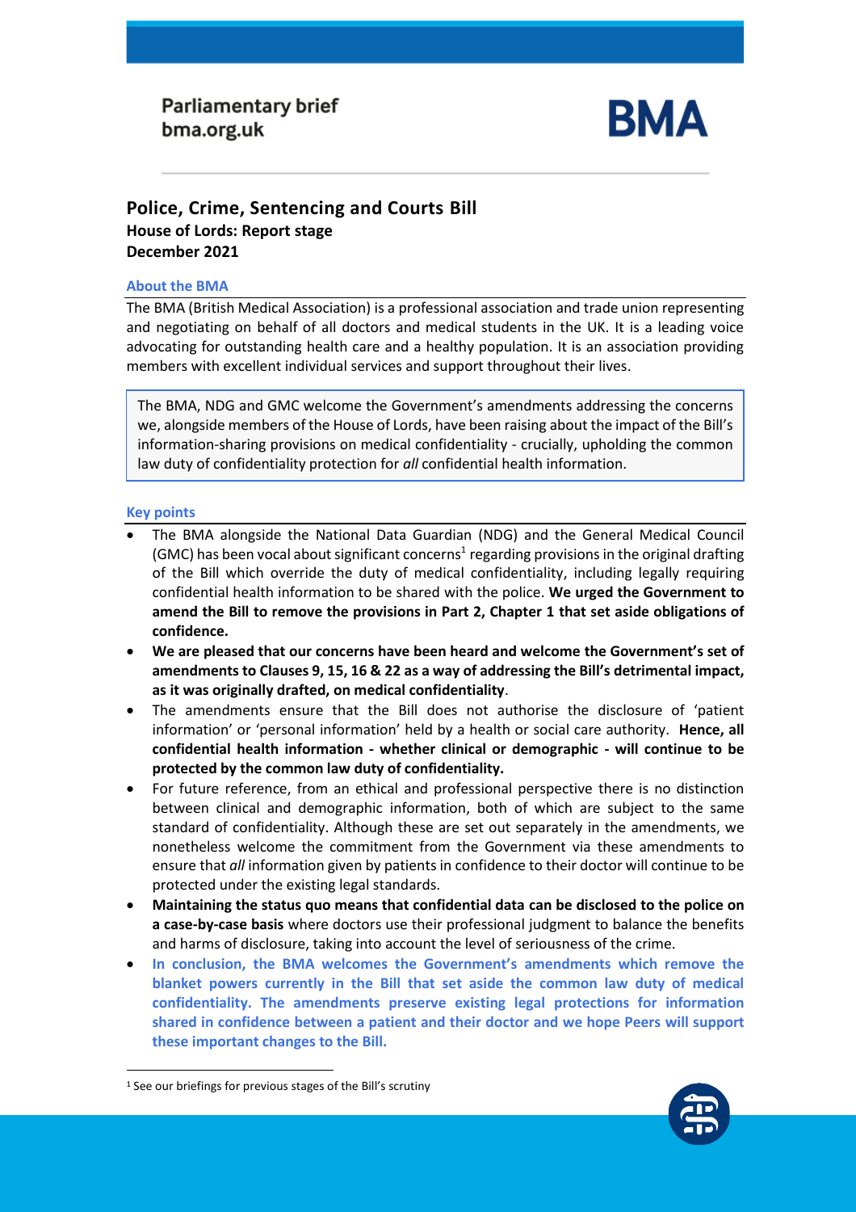Parliamentary brief
bma.org.uk

BMA

# Police, Crime, Sentencing and Courts Bill

**House of Lords: Report stage**
**December 2021**

## About the BMA

The BMA (British Medical Association) is a professional association and trade union representing and negotiating on behalf of all doctors and medical students in the UK. It is a leading voice advocating for outstanding health care and a healthy population. It is an association providing members with excellent individual services and support throughout their lives.

> The BMA, NDG and GMC welcome the Government's amendments addressing the concerns we, alongside members of the House of Lords, have been raising about the impact of the Bill's information-sharing provisions on medical confidentiality - crucially, upholding the common law duty of confidentiality protection for *all* confidential health information.

## Key points

- The BMA alongside the National Data Guardian (NDG) and the General Medical Council (GMC) has been vocal about significant concerns[1] regarding provisions in the original drafting of the Bill which override the duty of medical confidentiality, including legally requiring confidential health information to be shared with the police. **We urged the Government to amend the Bill to remove the provisions in Part 2, Chapter 1 that set aside obligations of confidence.**
- **We are pleased that our concerns have been heard and welcome the Government's set of amendments to Clauses 9, 15, 16 & 22 as a way of addressing the Bill's detrimental impact, as it was originally drafted, on medical confidentiality**.
- The amendments ensure that the Bill does not authorise the disclosure of 'patient information' or 'personal information' held by a health or social care authority. **Hence, all confidential health information - whether clinical or demographic - will continue to be protected by the common law duty of confidentiality.**
- For future reference, from an ethical and professional perspective there is no distinction between clinical and demographic information, both of which are subject to the same standard of confidentiality. Although these are set out separately in the amendments, we nonetheless welcome the commitment from the Government via these amendments to ensure that *all* information given by patients in confidence to their doctor will continue to be protected under the existing legal standards.
- **Maintaining the status quo means that confidential data can be disclosed to the police on a case-by-case basis** where doctors use their professional judgment to balance the benefits and harms of disclosure, taking into account the level of seriousness of the crime.
- **In conclusion, the BMA welcomes the Government's amendments which remove the blanket powers currently in the Bill that set aside the common law duty of medical confidentiality. The amendments preserve existing legal protections for information shared in confidence between a patient and their doctor and we hope Peers will support these important changes to the Bill.**

[1] See our briefings for previous stages of the Bill's scrutiny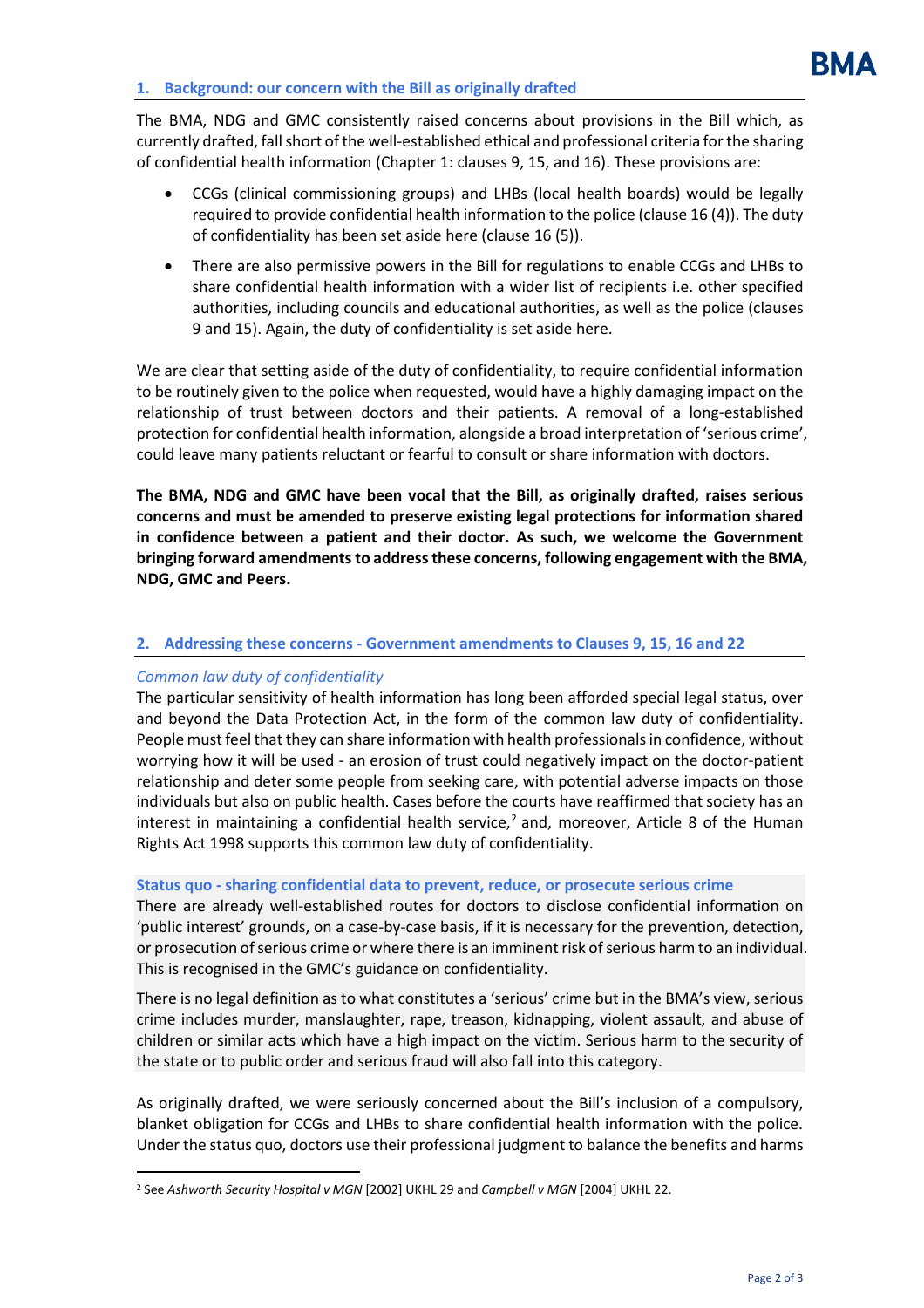## 1. Background: our concern with the Bill as originally drafted

The BMA, NDG and GMC consistently raised concerns about provisions in the Bill which, as currently drafted, fall short of the well-established ethical and professional criteria for the sharing of confidential health information (Chapter 1: clauses 9, 15, and 16). These provisions are:

- CCGs (clinical commissioning groups) and LHBs (local health boards) would be legally required to provide confidential health information to the police (clause 16 (4)). The duty of confidentiality has been set aside here (clause 16 (5)).
- There are also permissive powers in the Bill for regulations to enable CCGs and LHBs to share confidential health information with a wider list of recipients i.e. other specified authorities, including councils and educational authorities, as well as the police (clauses 9 and 15). Again, the duty of confidentiality is set aside here.

We are clear that setting aside of the duty of confidentiality, to require confidential information to be routinely given to the police when requested, would have a highly damaging impact on the relationship of trust between doctors and their patients. A removal of a long-established protection for confidential health information, alongside a broad interpretation of 'serious crime', could leave many patients reluctant or fearful to consult or share information with doctors.

**The BMA, NDG and GMC have been vocal that the Bill, as originally drafted, raises serious concerns and must be amended to preserve existing legal protections for information shared in confidence between a patient and their doctor. As such, we welcome the Government bringing forward amendments to address these concerns, following engagement with the BMA, NDG, GMC and Peers.**

## 2. Addressing these concerns - Government amendments to Clauses 9, 15, 16 and 22

*Common law duty of confidentiality*

The particular sensitivity of health information has long been afforded special legal status, over and beyond the Data Protection Act, in the form of the common law duty of confidentiality. People must feel that they can share information with health professionals in confidence, without worrying how it will be used - an erosion of trust could negatively impact on the doctor-patient relationship and deter some people from seeking care, with potential adverse impacts on those individuals but also on public health. Cases before the courts have reaffirmed that society has an interest in maintaining a confidential health service,[2] and, moreover, Article 8 of the Human Rights Act 1998 supports this common law duty of confidentiality.

**Status quo - sharing confidential data to prevent, reduce, or prosecute serious crime**

There are already well-established routes for doctors to disclose confidential information on 'public interest' grounds, on a case-by-case basis, if it is necessary for the prevention, detection, or prosecution of serious crime or where there is an imminent risk of serious harm to an individual. This is recognised in the GMC's guidance on confidentiality.

There is no legal definition as to what constitutes a 'serious' crime but in the BMA's view, serious crime includes murder, manslaughter, rape, treason, kidnapping, violent assault, and abuse of children or similar acts which have a high impact on the victim. Serious harm to the security of the state or to public order and serious fraud will also fall into this category.

As originally drafted, we were seriously concerned about the Bill's inclusion of a compulsory, blanket obligation for CCGs and LHBs to share confidential health information with the police. Under the status quo, doctors use their professional judgment to balance the benefits and harms

[2] See *Ashworth Security Hospital v MGN* [2002] UKHL 29 and *Campbell v MGN* [2004] UKHL 22.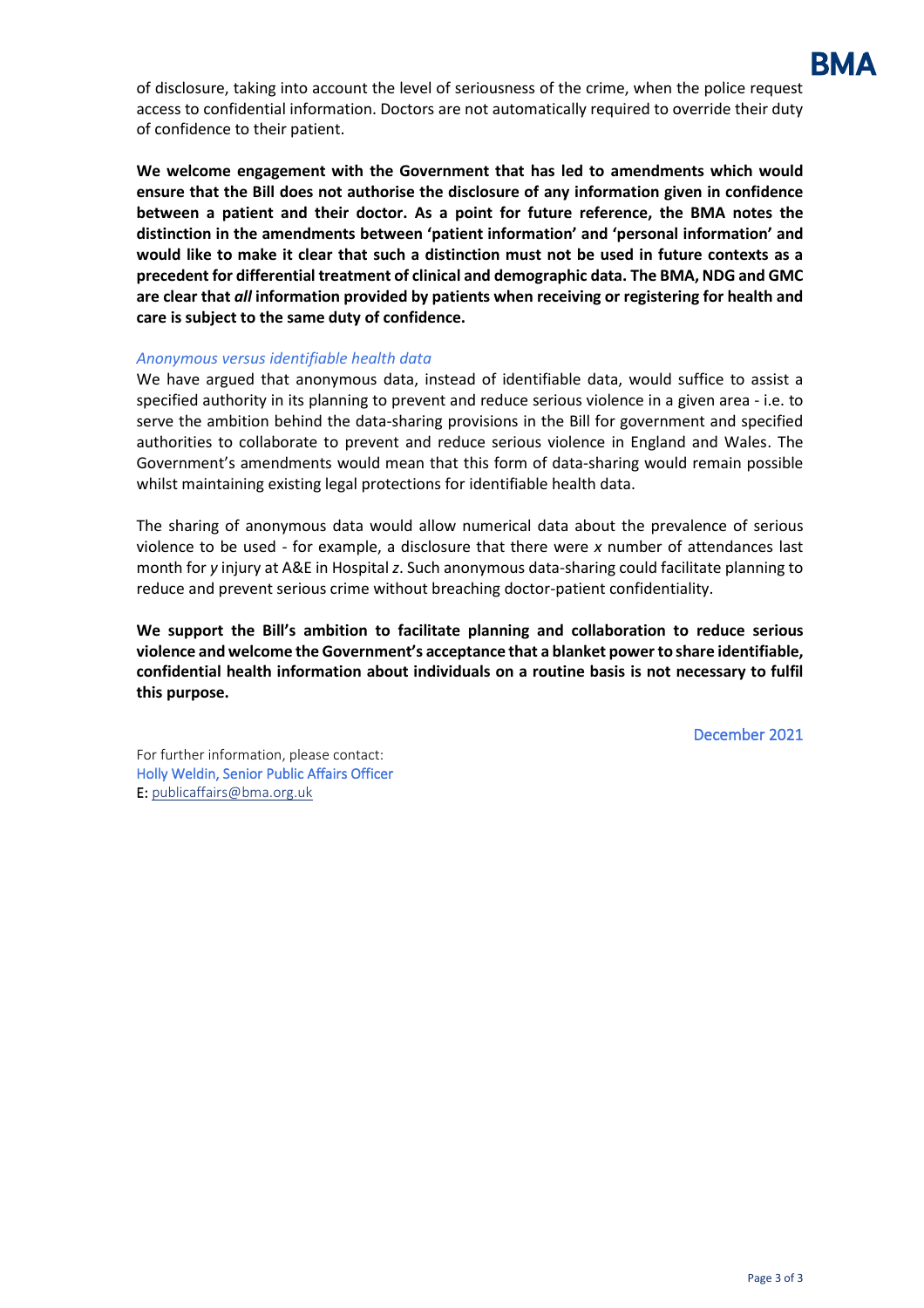of disclosure, taking into account the level of seriousness of the crime, when the police request access to confidential information. Doctors are not automatically required to override their duty of confidence to their patient.

**We welcome engagement with the Government that has led to amendments which would ensure that the Bill does not authorise the disclosure of any information given in confidence between a patient and their doctor. As a point for future reference, the BMA notes the distinction in the amendments between 'patient information' and 'personal information' and would like to make it clear that such a distinction must not be used in future contexts as a precedent for differential treatment of clinical and demographic data. The BMA, NDG and GMC are clear that *all* information provided by patients when receiving or registering for health and care is subject to the same duty of confidence.**

*Anonymous versus identifiable health data*

We have argued that anonymous data, instead of identifiable data, would suffice to assist a specified authority in its planning to prevent and reduce serious violence in a given area - i.e. to serve the ambition behind the data-sharing provisions in the Bill for government and specified authorities to collaborate to prevent and reduce serious violence in England and Wales. The Government's amendments would mean that this form of data-sharing would remain possible whilst maintaining existing legal protections for identifiable health data.

The sharing of anonymous data would allow numerical data about the prevalence of serious violence to be used - for example, a disclosure that there were *x* number of attendances last month for *y* injury at A&E in Hospital *z*. Such anonymous data-sharing could facilitate planning to reduce and prevent serious crime without breaching doctor-patient confidentiality.

**We support the Bill's ambition to facilitate planning and collaboration to reduce serious violence and welcome the Government's acceptance that a blanket power to share identifiable, confidential health information about individuals on a routine basis is not necessary to fulfil this purpose.**

December 2021

For further information, please contact:
Holly Weldin, Senior Public Affairs Officer
E: publicaffairs@bma.org.uk